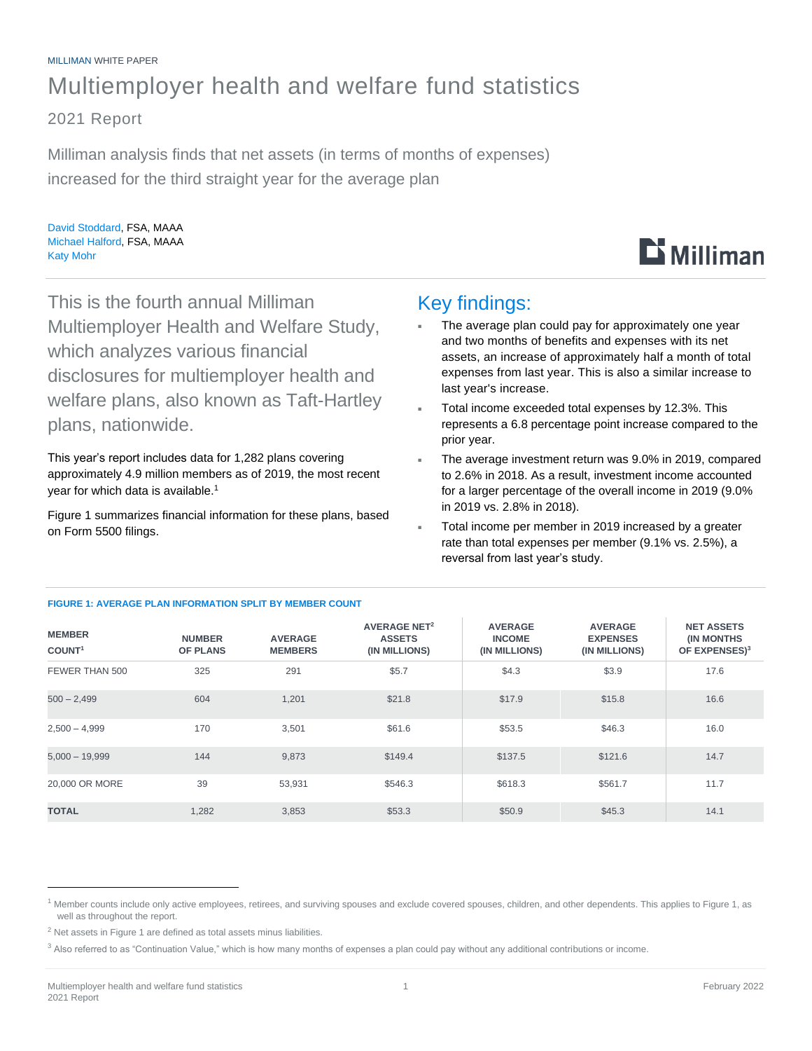MILLIMAN WHITE PAPER

# Multiemployer health and welfare fund statistics

## 2021 Report

Milliman analysis finds that net assets (in terms of months of expenses) increased for the third straight year for the average plan

David Stoddard, FSA, MAAA
Michael Halford, FSA, MAAA
Katy Mohr

This is the fourth annual Milliman Multiemployer Health and Welfare Study, which analyzes various financial disclosures for multiemployer health and welfare plans, also known as Taft-Hartley plans, nationwide.

This year's report includes data for 1,282 plans covering approximately 4.9 million members as of 2019, the most recent year for which data is available.[1]

Figure 1 summarizes financial information for these plans, based on Form 5500 filings.

## Key findings:

- The average plan could pay for approximately one year and two months of benefits and expenses with its net assets, an increase of approximately half a month of total expenses from last year. This is also a similar increase to last year's increase.
- Total income exceeded total expenses by 12.3%. This represents a 6.8 percentage point increase compared to the prior year.
- The average investment return was 9.0% in 2019, compared to 2.6% in 2018. As a result, investment income accounted for a larger percentage of the overall income in 2019 (9.0% in 2019 vs. 2.8% in 2018).
- Total income per member in 2019 increased by a greater rate than total expenses per member (9.1% vs. 2.5%), a reversal from last year's study.

**FIGURE 1: AVERAGE PLAN INFORMATION SPLIT BY MEMBER COUNT**

| MEMBER COUNT[1] | NUMBER OF PLANS | AVERAGE MEMBERS | AVERAGE NET[2] ASSETS (IN MILLIONS) | AVERAGE INCOME (IN MILLIONS) | AVERAGE EXPENSES (IN MILLIONS) | NET ASSETS (IN MONTHS OF EXPENSES)[3] |
|---|---|---|---|---|---|---|
| FEWER THAN 500 | 325 | 291 | $5.7 | $4.3 | $3.9 | 17.6 |
| 500 – 2,499 | 604 | 1,201 | $21.8 | $17.9 | $15.8 | 16.6 |
| 2,500 – 4,999 | 170 | 3,501 | $61.6 | $53.5 | $46.3 | 16.0 |
| 5,000 – 19,999 | 144 | 9,873 | $149.4 | $137.5 | $121.6 | 14.7 |
| 20,000 OR MORE | 39 | 53,931 | $546.3 | $618.3 | $561.7 | 11.7 |
| **TOTAL** | 1,282 | 3,853 | $53.3 | $50.9 | $45.3 | 14.1 |

[1] Member counts include only active employees, retirees, and surviving spouses and exclude covered spouses, children, and other dependents. This applies to Figure 1, as well as throughout the report.

[2] Net assets in Figure 1 are defined as total assets minus liabilities.

[3] Also referred to as "Continuation Value," which is how many months of expenses a plan could pay without any additional contributions or income.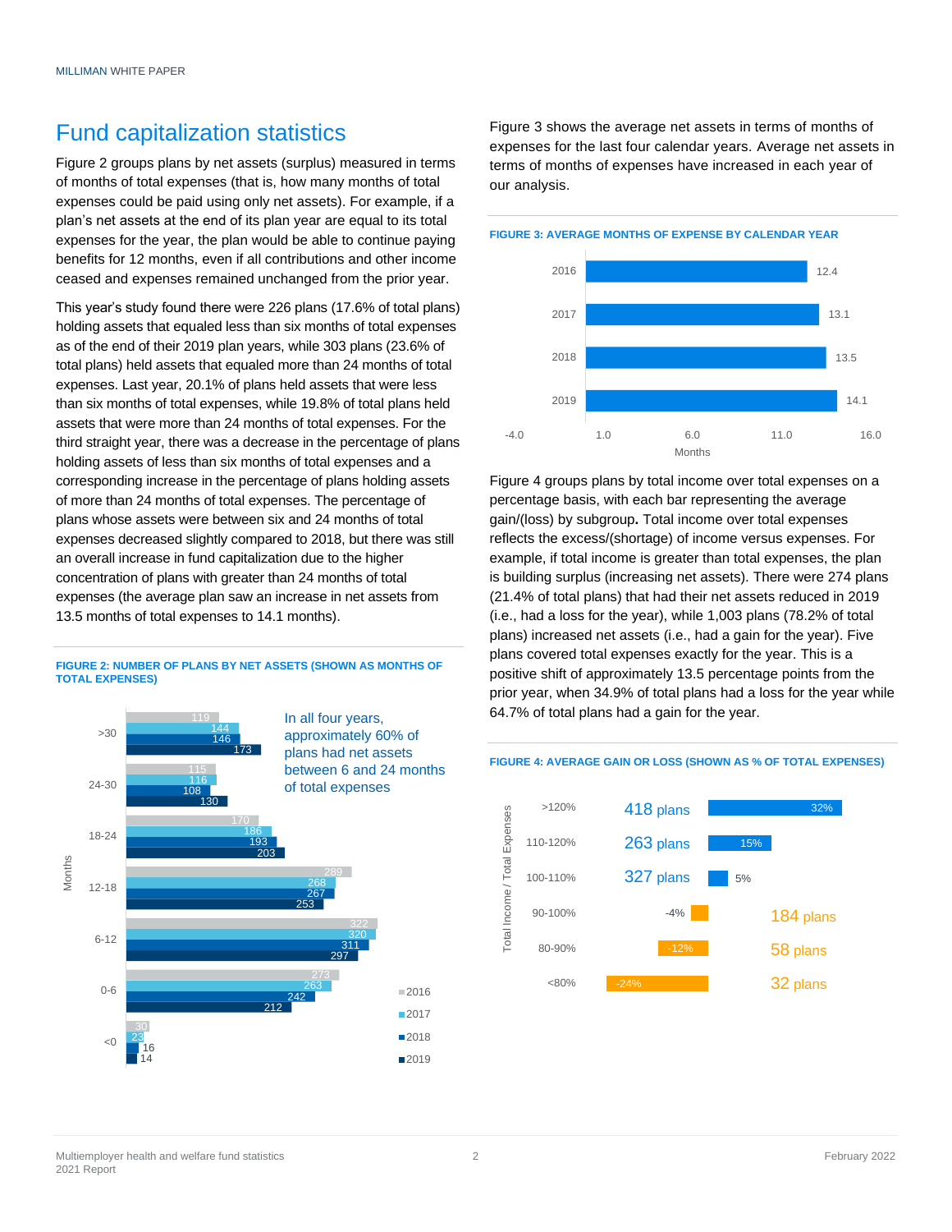# Fund capitalization statistics

Figure 2 groups plans by net assets (surplus) measured in terms of months of total expenses (that is, how many months of total expenses could be paid using only net assets). For example, if a plan's net assets at the end of its plan year are equal to its total expenses for the year, the plan would be able to continue paying benefits for 12 months, even if all contributions and other income ceased and expenses remained unchanged from the prior year.

This year's study found there were 226 plans (17.6% of total plans) holding assets that equaled less than six months of total expenses as of the end of their 2019 plan years, while 303 plans (23.6% of total plans) held assets that equaled more than 24 months of total expenses. Last year, 20.1% of plans held assets that were less than six months of total expenses, while 19.8% of total plans held assets that were more than 24 months of total expenses. For the third straight year, there was a decrease in the percentage of plans holding assets of less than six months of total expenses and a corresponding increase in the percentage of plans holding assets of more than 24 months of total expenses. The percentage of plans whose assets were between six and 24 months of total expenses decreased slightly compared to 2018, but there was still an overall increase in fund capitalization due to the higher concentration of plans with greater than 24 months of total expenses (the average plan saw an increase in net assets from 13.5 months of total expenses to 14.1 months).

**FIGURE 2: NUMBER OF PLANS BY NET ASSETS (SHOWN AS MONTHS OF TOTAL EXPENSES)**

| Months | 2016 | 2017 | 2018 | 2019 |
|---|---|---|---|---|
| >30 | 119 | 144 | 146 | 173 |
| 24-30 | 115 | 116 | 108 | 130 |
| 18-24 | 170 | 186 | 193 | 203 |
| 12-18 | 289 | 268 | 267 | 253 |
| 6-12 | 322 | 320 | 311 | 297 |
| 0-6 | 273 | 263 | 242 | 212 |
| <0 | 30 | 23 | 16 | 14 |

In all four years, approximately 60% of plans had net assets between 6 and 24 months of total expenses

Figure 3 shows the average net assets in terms of months of expenses for the last four calendar years. Average net assets in terms of months of expenses have increased in each year of our analysis.

**FIGURE 3: AVERAGE MONTHS OF EXPENSE BY CALENDAR YEAR**

| Year | Months |
|---|---|
| 2016 | 12.4 |
| 2017 | 13.1 |
| 2018 | 13.5 |
| 2019 | 14.1 |

Figure 4 groups plans by total income over total expenses on a percentage basis, with each bar representing the average gain/(loss) by subgroup**.** Total income over total expenses reflects the excess/(shortage) of income versus expenses. For example, if total income is greater than total expenses, the plan is building surplus (increasing net assets). There were 274 plans (21.4% of total plans) that had their net assets reduced in 2019 (i.e., had a loss for the year), while 1,003 plans (78.2% of total plans) increased net assets (i.e., had a gain for the year). Five plans covered total expenses exactly for the year. This is a positive shift of approximately 13.5 percentage points from the prior year, when 34.9% of total plans had a loss for the year while 64.7% of total plans had a gain for the year.

**FIGURE 4: AVERAGE GAIN OR LOSS (SHOWN AS % OF TOTAL EXPENSES)**

| Total Income / Total Expenses | Plans | Average Gain/(Loss) |
|---|---|---|
| >120% | 418 plans | 32% |
| 110-120% | 263 plans | 15% |
| 100-110% | 327 plans | 5% |
| 90-100% | 184 plans | -4% |
| 80-90% | 58 plans | -12% |
| <80% | 32 plans | -24% |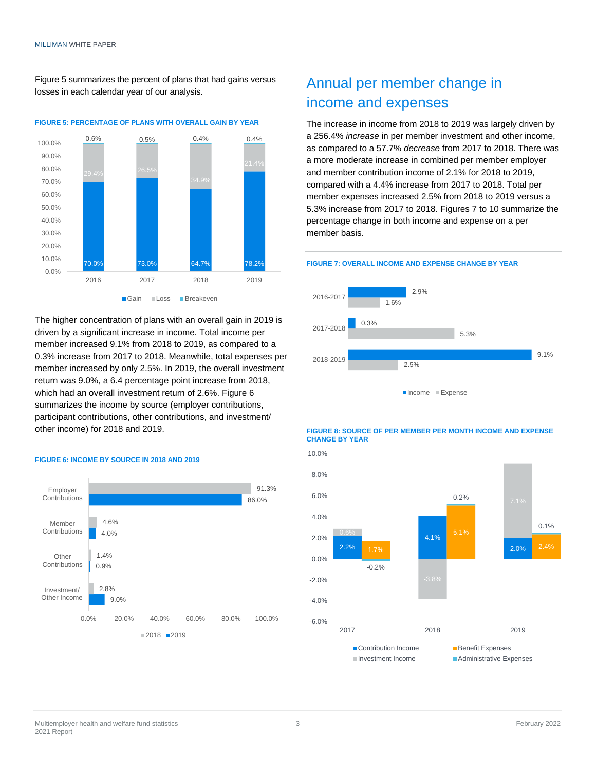Figure 5 summarizes the percent of plans that had gains versus losses in each calendar year of our analysis.

**FIGURE 5: PERCENTAGE OF PLANS WITH OVERALL GAIN BY YEAR**

| Year | Gain | Loss | Breakeven |
|---|---|---|---|
| 2016 | 70.0% | 29.4% | 0.6% |
| 2017 | 73.0% | 26.5% | 0.5% |
| 2018 | 64.7% | 34.9% | 0.4% |
| 2019 | 78.2% | 21.4% | 0.4% |

The higher concentration of plans with an overall gain in 2019 is driven by a significant increase in income. Total income per member increased 9.1% from 2018 to 2019, as compared to a 0.3% increase from 2017 to 2018. Meanwhile, total expenses per member increased by only 2.5%. In 2019, the overall investment return was 9.0%, a 6.4 percentage point increase from 2018, which had an overall investment return of 2.6%. Figure 6 summarizes the income by source (employer contributions, participant contributions, other contributions, and investment/other income) for 2018 and 2019.

**FIGURE 6: INCOME BY SOURCE IN 2018 AND 2019**

| Source | 2018 | 2019 |
|---|---|---|
| Employer Contributions | 91.3% | 86.0% |
| Member Contributions | 4.6% | 4.0% |
| Other Contributions | 1.4% | 0.9% |
| Investment/ Other Income | 2.8% | 9.0% |

## Annual per member change in income and expenses

The increase in income from 2018 to 2019 was largely driven by a 256.4% *increase* in per member investment and other income, as compared to a 57.7% *decrease* from 2017 to 2018. There was a more moderate increase in combined per member employer and member contribution income of 2.1% for 2018 to 2019, compared with a 4.4% increase from 2017 to 2018. Total per member expenses increased 2.5% from 2018 to 2019 versus a 5.3% increase from 2017 to 2018. Figures 7 to 10 summarize the percentage change in both income and expense on a per member basis.

**FIGURE 7: OVERALL INCOME AND EXPENSE CHANGE BY YEAR**

| Period | Income | Expense |
|---|---|---|
| 2016-2017 | 2.9% | 1.6% |
| 2017-2018 | 0.3% | 5.3% |
| 2018-2019 | 9.1% | 2.5% |

**FIGURE 8: SOURCE OF PER MEMBER PER MONTH INCOME AND EXPENSE CHANGE BY YEAR**

| Year | Contribution Income | Investment Income | Benefit Expenses | Administrative Expenses |
|---|---|---|---|---|
| 2017 | 2.2% | 0.6% | 1.7% | -0.2% |
| 2018 | 4.1% | -3.8% | 5.1% | 0.2% |
| 2019 | 2.0% | 7.1% | 2.4% | 0.1% |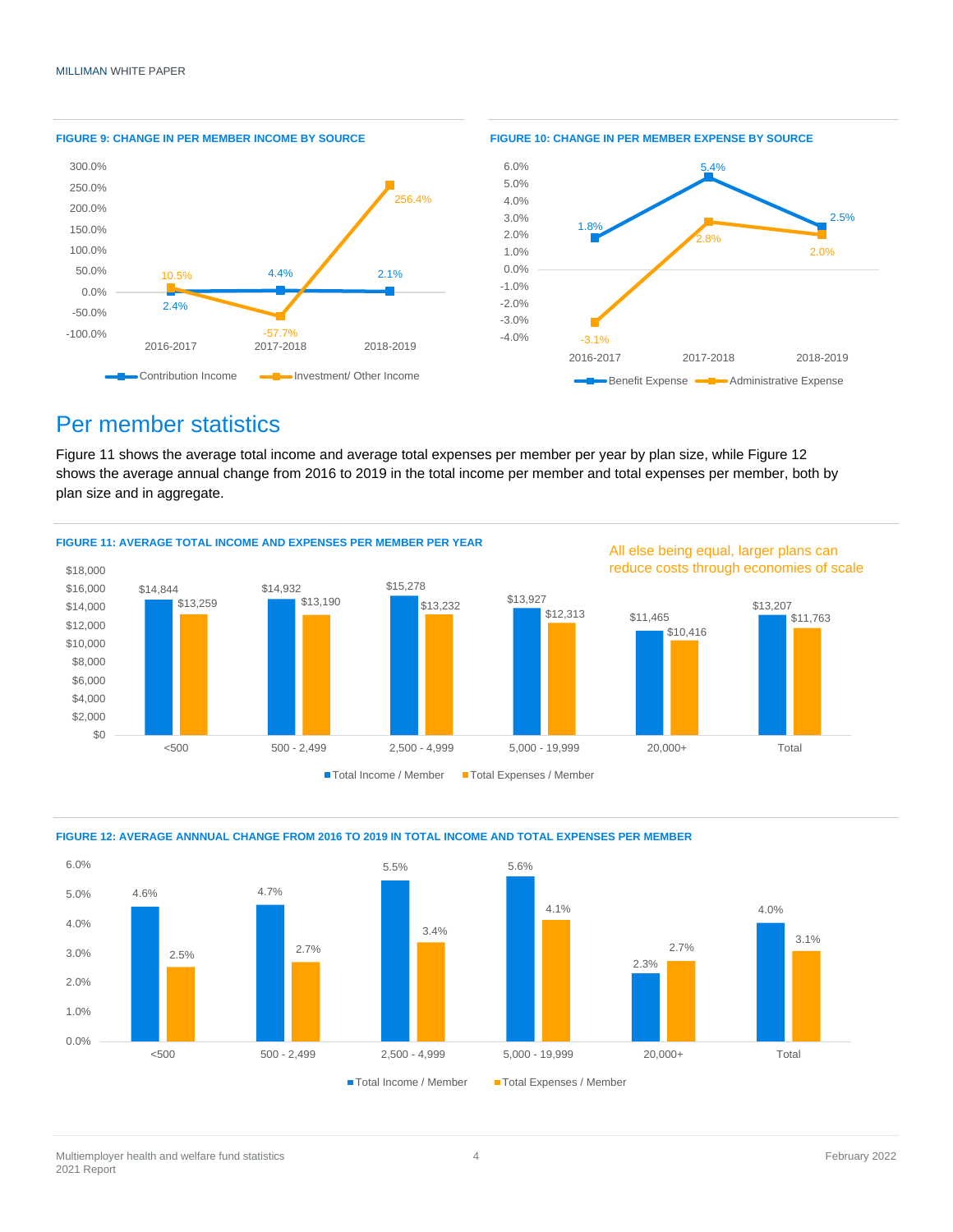**FIGURE 9: CHANGE IN PER MEMBER INCOME BY SOURCE**

| | 2016-2017 | 2017-2018 | 2018-2019 |
|---|---|---|---|
| Contribution Income | 2.4% | 4.4% | 2.1% |
| Investment/ Other Income | 10.5% | -57.7% | 256.4% |

**FIGURE 10: CHANGE IN PER MEMBER EXPENSE BY SOURCE**

| | 2016-2017 | 2017-2018 | 2018-2019 |
|---|---|---|---|
| Benefit Expense | 1.8% | 5.4% | 2.5% |
| Administrative Expense | -3.1% | 2.8% | 2.0% |

## Per member statistics

Figure 11 shows the average total income and average total expenses per member per year by plan size, while Figure 12 shows the average annual change from 2016 to 2019 in the total income per member and total expenses per member, both by plan size and in aggregate.

**FIGURE 11: AVERAGE TOTAL INCOME AND EXPENSES PER MEMBER PER YEAR**

All else being equal, larger plans can reduce costs through economies of scale

| | <500 | 500 - 2,499 | 2,500 - 4,999 | 5,000 - 19,999 | 20,000+ | Total |
|---|---|---|---|---|---|---|
| Total Income / Member | $14,844 | $14,932 | $15,278 | $13,927 | $11,465 | $13,207 |
| Total Expenses / Member | $13,259 | $13,190 | $13,232 | $12,313 | $10,416 | $11,763 |

**FIGURE 12: AVERAGE ANNNUAL CHANGE FROM 2016 TO 2019 IN TOTAL INCOME AND TOTAL EXPENSES PER MEMBER**

| | <500 | 500 - 2,499 | 2,500 - 4,999 | 5,000 - 19,999 | 20,000+ | Total |
|---|---|---|---|---|---|---|
| Total Income / Member | 4.6% | 4.7% | 5.5% | 5.6% | 2.3% | 4.0% |
| Total Expenses / Member | 2.5% | 2.7% | 3.4% | 4.1% | 2.7% | 3.1% |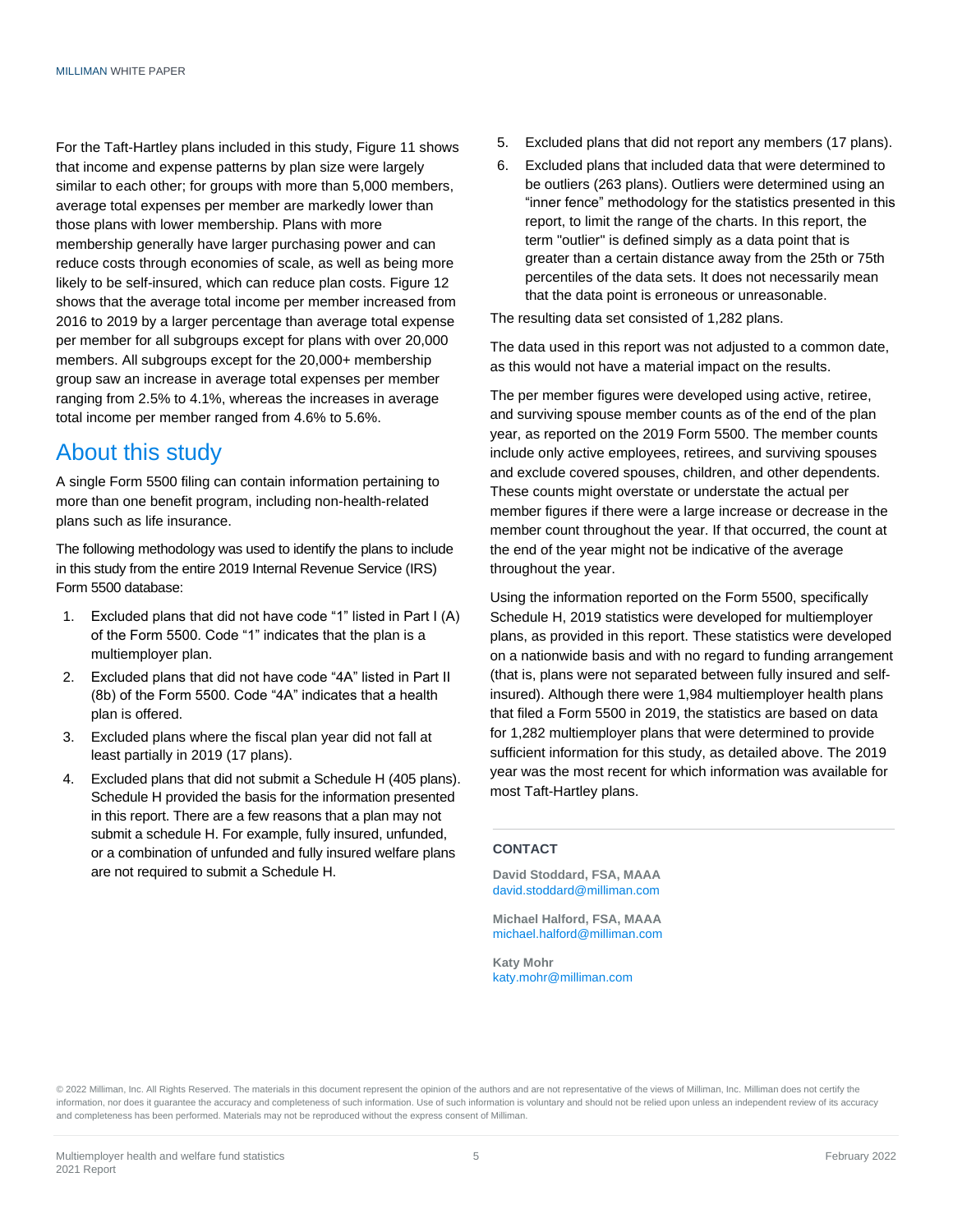For the Taft-Hartley plans included in this study, Figure 11 shows that income and expense patterns by plan size were largely similar to each other; for groups with more than 5,000 members, average total expenses per member are markedly lower than those plans with lower membership. Plans with more membership generally have larger purchasing power and can reduce costs through economies of scale, as well as being more likely to be self-insured, which can reduce plan costs. Figure 12 shows that the average total income per member increased from 2016 to 2019 by a larger percentage than average total expense per member for all subgroups except for plans with over 20,000 members. All subgroups except for the 20,000+ membership group saw an increase in average total expenses per member ranging from 2.5% to 4.1%, whereas the increases in average total income per member ranged from 4.6% to 5.6%.

## About this study

A single Form 5500 filing can contain information pertaining to more than one benefit program, including non-health-related plans such as life insurance.

The following methodology was used to identify the plans to include in this study from the entire 2019 Internal Revenue Service (IRS) Form 5500 database:

1. Excluded plans that did not have code "1" listed in Part I (A) of the Form 5500. Code "1" indicates that the plan is a multiemployer plan.
2. Excluded plans that did not have code "4A" listed in Part II (8b) of the Form 5500. Code "4A" indicates that a health plan is offered.
3. Excluded plans where the fiscal plan year did not fall at least partially in 2019 (17 plans).
4. Excluded plans that did not submit a Schedule H (405 plans). Schedule H provided the basis for the information presented in this report. There are a few reasons that a plan may not submit a schedule H. For example, fully insured, unfunded, or a combination of unfunded and fully insured welfare plans are not required to submit a Schedule H.
5. Excluded plans that did not report any members (17 plans).
6. Excluded plans that included data that were determined to be outliers (263 plans). Outliers were determined using an "inner fence" methodology for the statistics presented in this report, to limit the range of the charts. In this report, the term "outlier" is defined simply as a data point that is greater than a certain distance away from the 25th or 75th percentiles of the data sets. It does not necessarily mean that the data point is erroneous or unreasonable.

The resulting data set consisted of 1,282 plans.

The data used in this report was not adjusted to a common date, as this would not have a material impact on the results.

The per member figures were developed using active, retiree, and surviving spouse member counts as of the end of the plan year, as reported on the 2019 Form 5500. The member counts include only active employees, retirees, and surviving spouses and exclude covered spouses, children, and other dependents. These counts might overstate or understate the actual per member figures if there were a large increase or decrease in the member count throughout the year. If that occurred, the count at the end of the year might not be indicative of the average throughout the year.

Using the information reported on the Form 5500, specifically Schedule H, 2019 statistics were developed for multiemployer plans, as provided in this report. These statistics were developed on a nationwide basis and with no regard to funding arrangement (that is, plans were not separated between fully insured and self-insured). Although there were 1,984 multiemployer health plans that filed a Form 5500 in 2019, the statistics are based on data for 1,282 multiemployer plans that were determined to provide sufficient information for this study, as detailed above. The 2019 year was the most recent for which information was available for most Taft-Hartley plans.

**CONTACT**

**David Stoddard, FSA, MAAA**
david.stoddard@milliman.com

**Michael Halford, FSA, MAAA**
michael.halford@milliman.com

**Katy Mohr**
katy.mohr@milliman.com

© 2022 Milliman, Inc. All Rights Reserved. The materials in this document represent the opinion of the authors and are not representative of the views of Milliman, Inc. Milliman does not certify the information, nor does it guarantee the accuracy and completeness of such information. Use of such information is voluntary and should not be relied upon unless an independent review of its accuracy and completeness has been performed. Materials may not be reproduced without the express consent of Milliman.